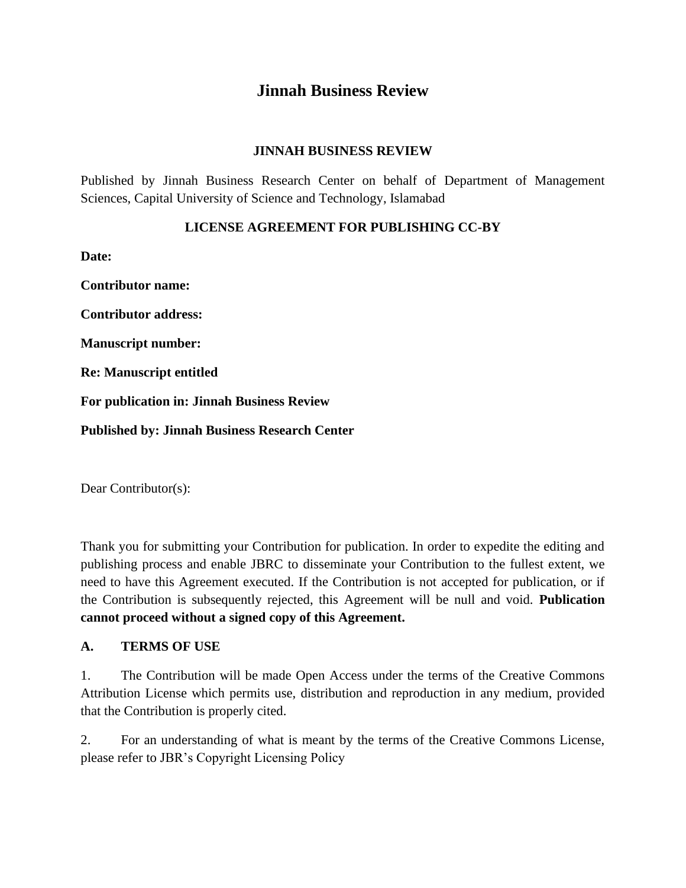# Jinnah Business Review

## JINNAH BUSINESS REVIEW

Published by Jinnah Business Research Center on behalf of Department of Management Sciences, Capital University of Science and Technology, Islamabad

## LICENSE AGREEMENT FOR PUBLISHING CC-BY

**Date:**

**Contributor name:**

**Contributor address:**

**Manuscript number:**

**Re: Manuscript entitled**

**For publication in: Jinnah Business Review**

**Published by: Jinnah Business Research Center**

Dear Contributor(s):

Thank you for submitting your Contribution for publication. In order to expedite the editing and publishing process and enable JBRC to disseminate your Contribution to the fullest extent, we need to have this Agreement executed. If the Contribution is not accepted for publication, or if the Contribution is subsequently rejected, this Agreement will be null and void. **Publication cannot proceed without a signed copy of this Agreement.**

### A. TERMS OF USE

1. The Contribution will be made Open Access under the terms of the Creative Commons Attribution License which permits use, distribution and reproduction in any medium, provided that the Contribution is properly cited.

2. For an understanding of what is meant by the terms of the Creative Commons License, please refer to JBR's Copyright Licensing Policy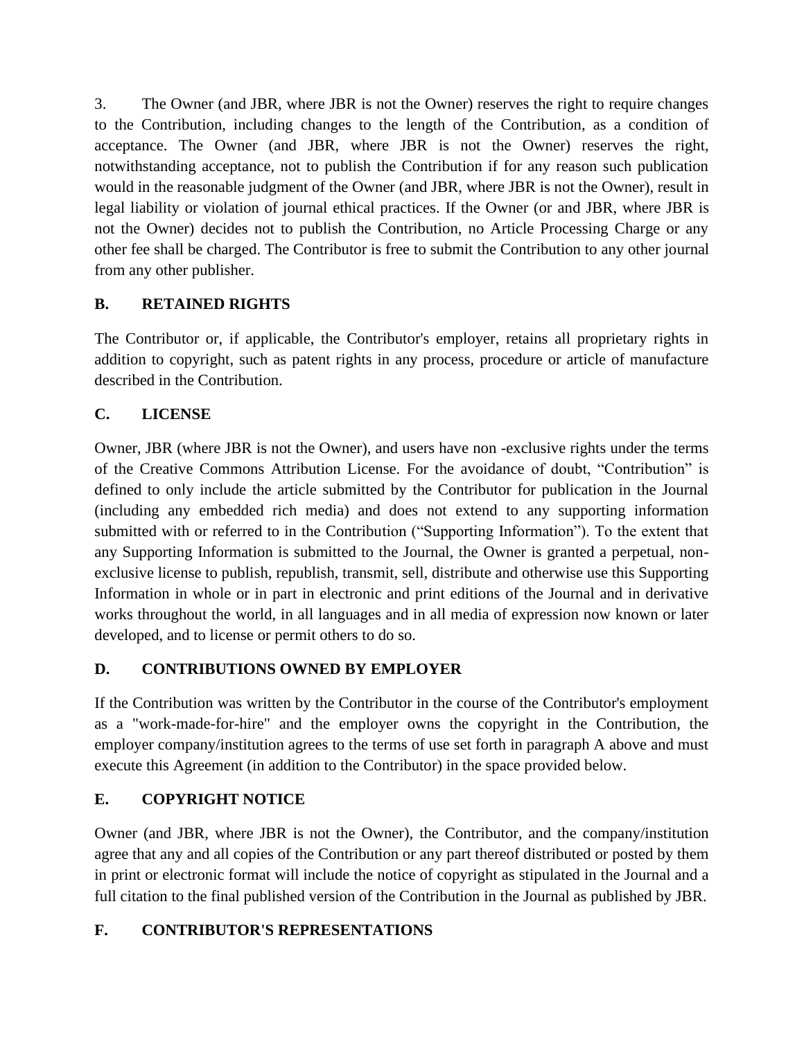3. The Owner (and JBR, where JBR is not the Owner) reserves the right to require changes to the Contribution, including changes to the length of the Contribution, as a condition of acceptance. The Owner (and JBR, where JBR is not the Owner) reserves the right, notwithstanding acceptance, not to publish the Contribution if for any reason such publication would in the reasonable judgment of the Owner (and JBR, where JBR is not the Owner), result in legal liability or violation of journal ethical practices. If the Owner (or and JBR, where JBR is not the Owner) decides not to publish the Contribution, no Article Processing Charge or any other fee shall be charged. The Contributor is free to submit the Contribution to any other journal from any other publisher.

## B. RETAINED RIGHTS

The Contributor or, if applicable, the Contributor's employer, retains all proprietary rights in addition to copyright, such as patent rights in any process, procedure or article of manufacture described in the Contribution.

## C. LICENSE

Owner, JBR (where JBR is not the Owner), and users have non -exclusive rights under the terms of the Creative Commons Attribution License. For the avoidance of doubt, "Contribution" is defined to only include the article submitted by the Contributor for publication in the Journal (including any embedded rich media) and does not extend to any supporting information submitted with or referred to in the Contribution ("Supporting Information"). To the extent that any Supporting Information is submitted to the Journal, the Owner is granted a perpetual, non-exclusive license to publish, republish, transmit, sell, distribute and otherwise use this Supporting Information in whole or in part in electronic and print editions of the Journal and in derivative works throughout the world, in all languages and in all media of expression now known or later developed, and to license or permit others to do so.

## D. CONTRIBUTIONS OWNED BY EMPLOYER

If the Contribution was written by the Contributor in the course of the Contributor's employment as a "work-made-for-hire" and the employer owns the copyright in the Contribution, the employer company/institution agrees to the terms of use set forth in paragraph A above and must execute this Agreement (in addition to the Contributor) in the space provided below.

## E. COPYRIGHT NOTICE

Owner (and JBR, where JBR is not the Owner), the Contributor, and the company/institution agree that any and all copies of the Contribution or any part thereof distributed or posted by them in print or electronic format will include the notice of copyright as stipulated in the Journal and a full citation to the final published version of the Contribution in the Journal as published by JBR.

## F. CONTRIBUTOR'S REPRESENTATIONS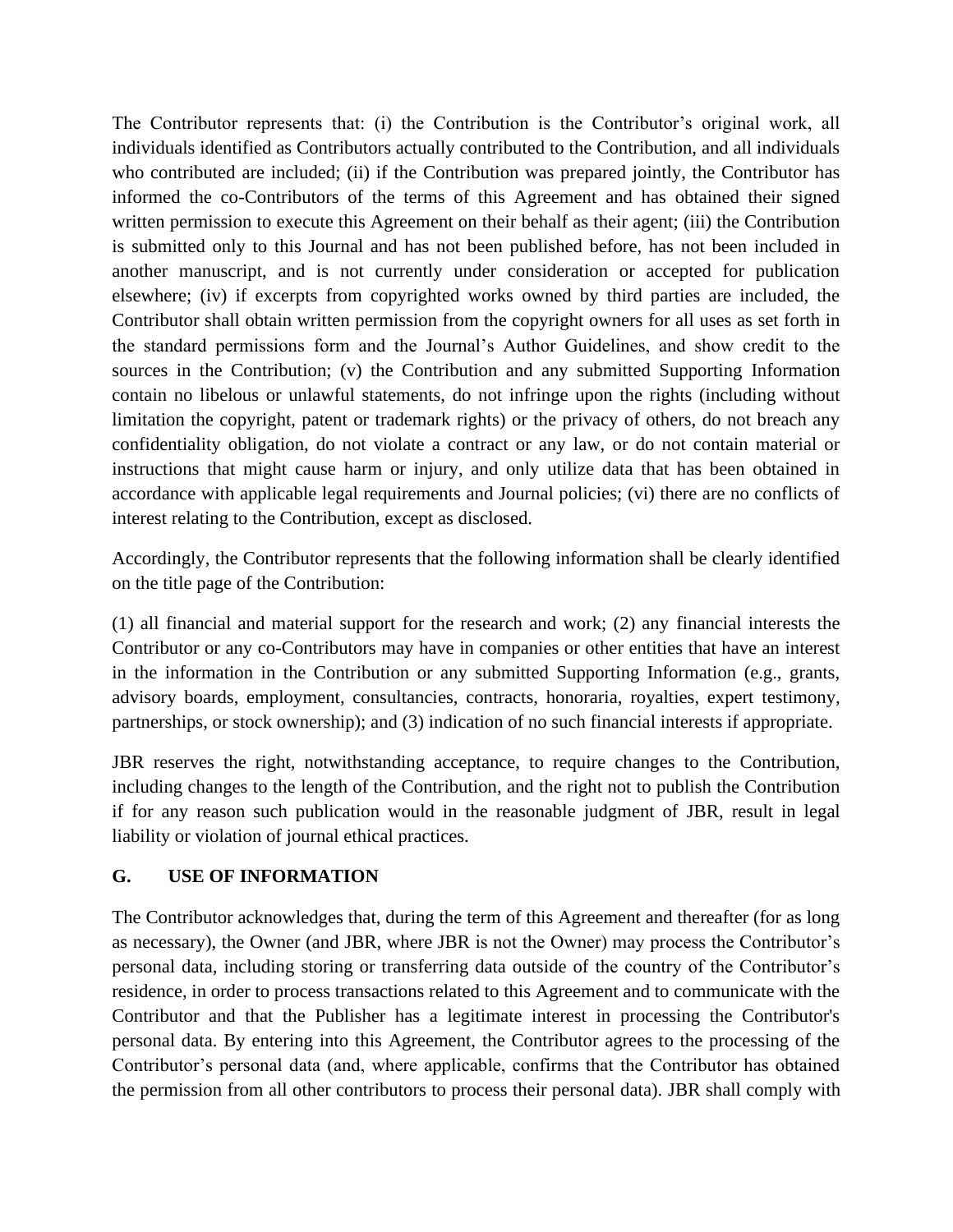The Contributor represents that: (i) the Contribution is the Contributor's original work, all individuals identified as Contributors actually contributed to the Contribution, and all individuals who contributed are included; (ii) if the Contribution was prepared jointly, the Contributor has informed the co-Contributors of the terms of this Agreement and has obtained their signed written permission to execute this Agreement on their behalf as their agent; (iii) the Contribution is submitted only to this Journal and has not been published before, has not been included in another manuscript, and is not currently under consideration or accepted for publication elsewhere; (iv) if excerpts from copyrighted works owned by third parties are included, the Contributor shall obtain written permission from the copyright owners for all uses as set forth in the standard permissions form and the Journal's Author Guidelines, and show credit to the sources in the Contribution; (v) the Contribution and any submitted Supporting Information contain no libelous or unlawful statements, do not infringe upon the rights (including without limitation the copyright, patent or trademark rights) or the privacy of others, do not breach any confidentiality obligation, do not violate a contract or any law, or do not contain material or instructions that might cause harm or injury, and only utilize data that has been obtained in accordance with applicable legal requirements and Journal policies; (vi) there are no conflicts of interest relating to the Contribution, except as disclosed.

Accordingly, the Contributor represents that the following information shall be clearly identified on the title page of the Contribution:

(1) all financial and material support for the research and work; (2) any financial interests the Contributor or any co-Contributors may have in companies or other entities that have an interest in the information in the Contribution or any submitted Supporting Information (e.g., grants, advisory boards, employment, consultancies, contracts, honoraria, royalties, expert testimony, partnerships, or stock ownership); and (3) indication of no such financial interests if appropriate.

JBR reserves the right, notwithstanding acceptance, to require changes to the Contribution, including changes to the length of the Contribution, and the right not to publish the Contribution if for any reason such publication would in the reasonable judgment of JBR, result in legal liability or violation of journal ethical practices.

## G. USE OF INFORMATION

The Contributor acknowledges that, during the term of this Agreement and thereafter (for as long as necessary), the Owner (and JBR, where JBR is not the Owner) may process the Contributor's personal data, including storing or transferring data outside of the country of the Contributor's residence, in order to process transactions related to this Agreement and to communicate with the Contributor and that the Publisher has a legitimate interest in processing the Contributor's personal data. By entering into this Agreement, the Contributor agrees to the processing of the Contributor's personal data (and, where applicable, confirms that the Contributor has obtained the permission from all other contributors to process their personal data). JBR shall comply with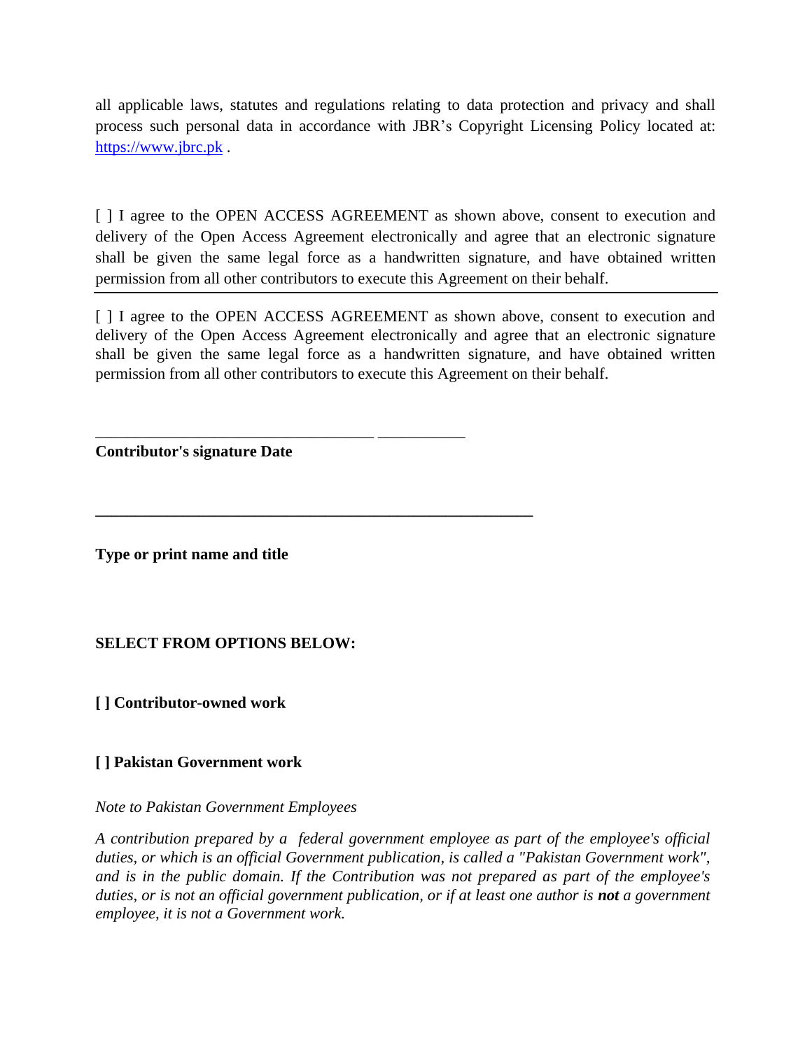all applicable laws, statutes and regulations relating to data protection and privacy and shall process such personal data in accordance with JBR's Copyright Licensing Policy located at: https://www.jbrc.pk .

[ ] I agree to the OPEN ACCESS AGREEMENT as shown above, consent to execution and delivery of the Open Access Agreement electronically and agree that an electronic signature shall be given the same legal force as a handwritten signature, and have obtained written permission from all other contributors to execute this Agreement on their behalf.

---

[ ] I agree to the OPEN ACCESS AGREEMENT as shown above, consent to execution and delivery of the Open Access Agreement electronically and agree that an electronic signature shall be given the same legal force as a handwritten signature, and have obtained written permission from all other contributors to execute this Agreement on their behalf.

_________________________________ ___________

**Contributor's signature Date**

_______________________________________________________

**Type or print name and title**

**SELECT FROM OPTIONS BELOW:**

**[ ] Contributor-owned work**

**[ ] Pakistan Government work**

*Note to Pakistan Government Employees*

*A contribution prepared by a federal government employee as part of the employee's official duties, or which is an official Government publication, is called a "Pakistan Government work", and is in the public domain. If the Contribution was not prepared as part of the employee's duties, or is not an official government publication, or if at least one author is **not** a government employee, it is not a Government work.*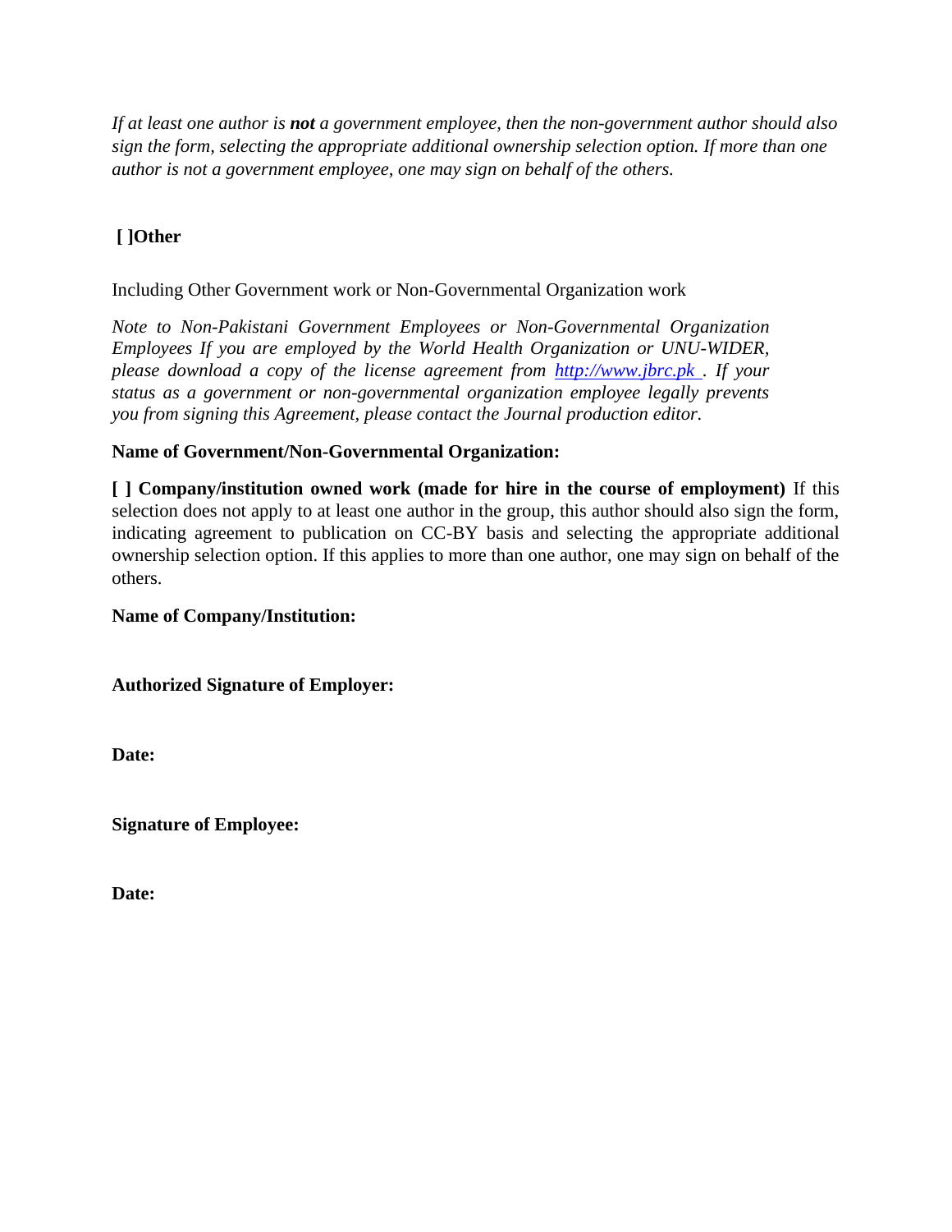*If at least one author is **not** a government employee, then the non-government author should also sign the form, selecting the appropriate additional ownership selection option. If more than one author is not a government employee, one may sign on behalf of the others.*

**[ ]Other**

Including Other Government work or Non-Governmental Organization work

*Note to Non-Pakistani Government Employees or Non-Governmental Organization Employees If you are employed by the World Health Organization or UNU-WIDER, please download a copy of the license agreement from [http://www.jbrc.pk](http://www.jbrc.pk) . If your status as a government or non-governmental organization employee legally prevents you from signing this Agreement, please contact the Journal production editor.*

**Name of Government/Non-Governmental Organization:**

**[ ] Company/institution owned work (made for hire in the course of employment)** If this selection does not apply to at least one author in the group, this author should also sign the form, indicating agreement to publication on CC-BY basis and selecting the appropriate additional ownership selection option. If this applies to more than one author, one may sign on behalf of the others.

**Name of Company/Institution:**

**Authorized Signature of Employer:**

**Date:**

**Signature of Employee:**

**Date:**